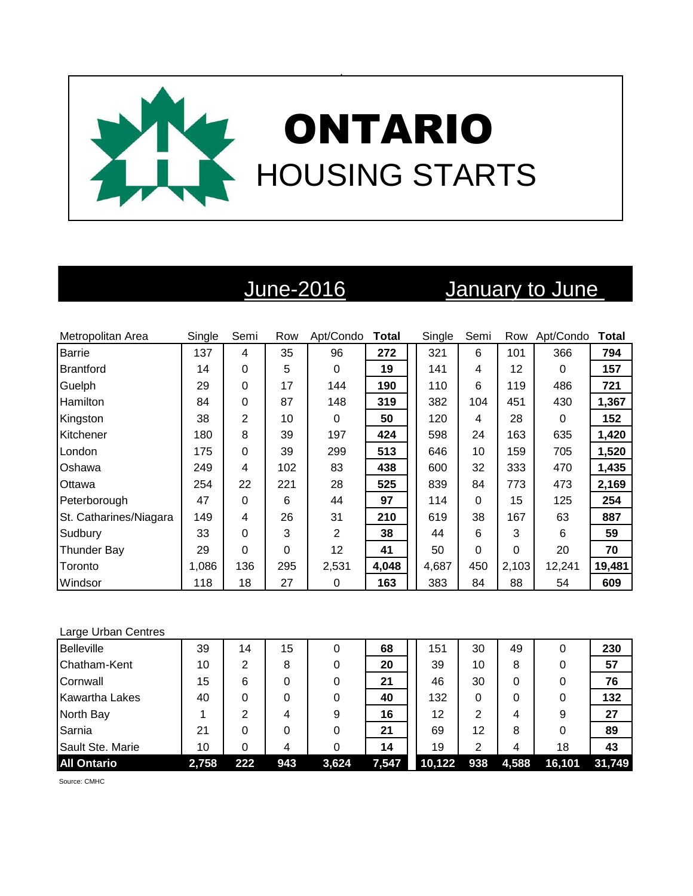# ONTARIO

## HOUSING STARTS

| Metropolitan Area | June-2016 | | | | | January to June | | | | |
|---|---|---|---|---|---|---|---|---|---|---|
| | Single | Semi | Row | Apt/Condo | **Total** | Single | Semi | Row | Apt/Condo | **Total** |
| Barrie | 137 | 4 | 35 | 96 | **272** | 321 | 6 | 101 | 366 | **794** |
| Brantford | 14 | 0 | 5 | 0 | **19** | 141 | 4 | 12 | 0 | **157** |
| Guelph | 29 | 0 | 17 | 144 | **190** | 110 | 6 | 119 | 486 | **721** |
| Hamilton | 84 | 0 | 87 | 148 | **319** | 382 | 104 | 451 | 430 | **1,367** |
| Kingston | 38 | 2 | 10 | 0 | **50** | 120 | 4 | 28 | 0 | **152** |
| Kitchener | 180 | 8 | 39 | 197 | **424** | 598 | 24 | 163 | 635 | **1,420** |
| London | 175 | 0 | 39 | 299 | **513** | 646 | 10 | 159 | 705 | **1,520** |
| Oshawa | 249 | 4 | 102 | 83 | **438** | 600 | 32 | 333 | 470 | **1,435** |
| Ottawa | 254 | 22 | 221 | 28 | **525** | 839 | 84 | 773 | 473 | **2,169** |
| Peterborough | 47 | 0 | 6 | 44 | **97** | 114 | 0 | 15 | 125 | **254** |
| St. Catharines/Niagara | 149 | 4 | 26 | 31 | **210** | 619 | 38 | 167 | 63 | **887** |
| Sudbury | 33 | 0 | 3 | 2 | **38** | 44 | 6 | 3 | 6 | **59** |
| Thunder Bay | 29 | 0 | 0 | 12 | **41** | 50 | 0 | 0 | 20 | **70** |
| Toronto | 1,086 | 136 | 295 | 2,531 | **4,048** | 4,687 | 450 | 2,103 | 12,241 | **19,481** |
| Windsor | 118 | 18 | 27 | 0 | **163** | 383 | 84 | 88 | 54 | **609** |
| **Large Urban Centres** | | | | | | | | | | |
| Belleville | 39 | 14 | 15 | 0 | **68** | 151 | 30 | 49 | 0 | **230** |
| Chatham-Kent | 10 | 2 | 8 | 0 | **20** | 39 | 10 | 8 | 0 | **57** |
| Cornwall | 15 | 6 | 0 | 0 | **21** | 46 | 30 | 0 | 0 | **76** |
| Kawartha Lakes | 40 | 0 | 0 | 0 | **40** | 132 | 0 | 0 | 0 | **132** |
| North Bay | 1 | 2 | 4 | 9 | **16** | 12 | 2 | 4 | 9 | **27** |
| Sarnia | 21 | 0 | 0 | 0 | **21** | 69 | 12 | 8 | 0 | **89** |
| Sault Ste. Marie | 10 | 0 | 4 | 0 | **14** | 19 | 2 | 4 | 18 | **43** |
| **All Ontario** | **2,758** | **222** | **943** | **3,624** | **7,547** | **10,122** | **938** | **4,588** | **16,101** | **31,749** |

Source: CMHC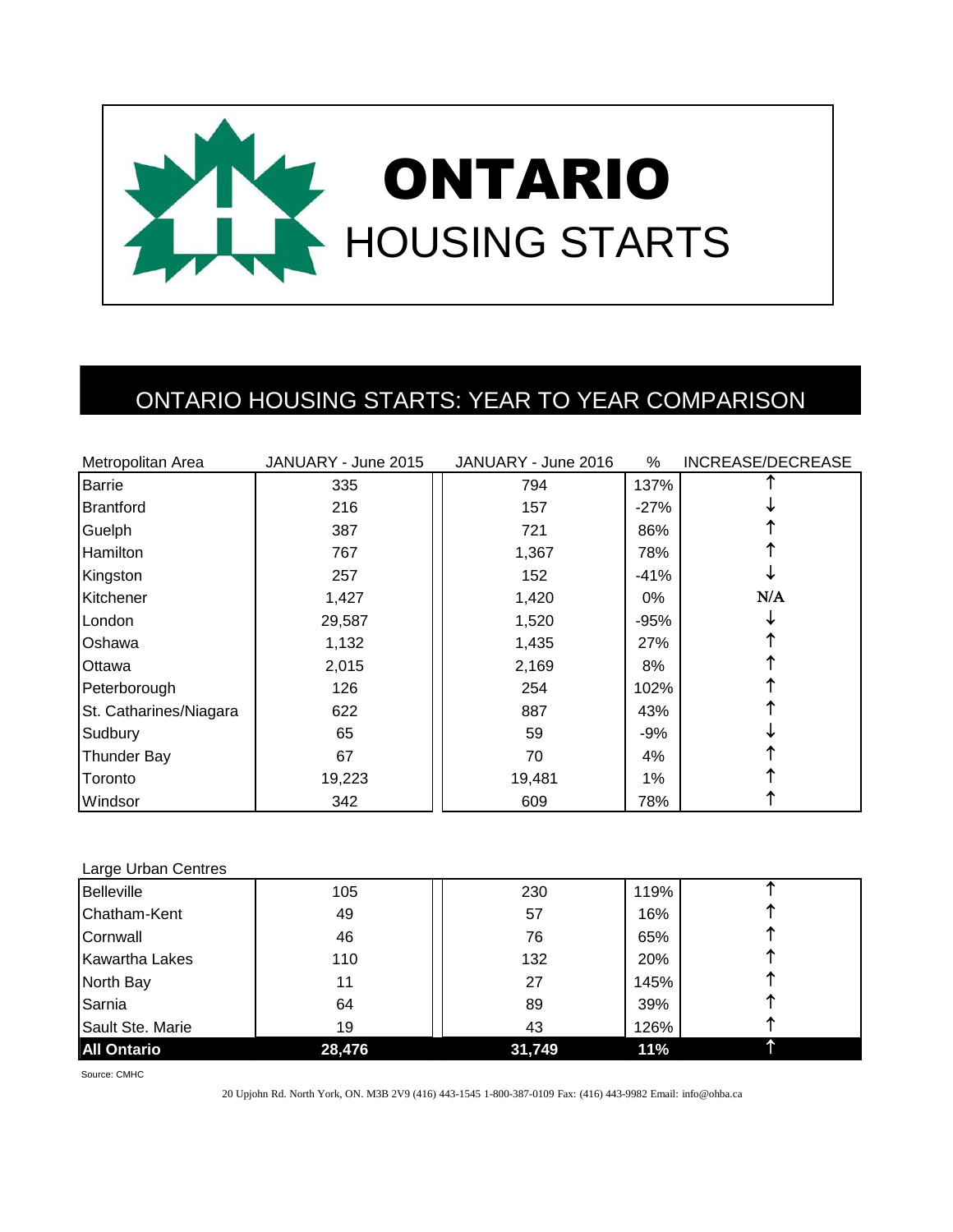# ONTARIO
## HOUSING STARTS

## ONTARIO HOUSING STARTS: YEAR TO YEAR COMPARISON

| Metropolitan Area | JANUARY - June 2015 | JANUARY - June 2016 | % | INCREASE/DECREASE |
|---|---|---|---|---|
| Barrie | 335 | 794 | 137% | ↑ |
| Brantford | 216 | 157 | -27% | ↓ |
| Guelph | 387 | 721 | 86% | ↑ |
| Hamilton | 767 | 1,367 | 78% | ↑ |
| Kingston | 257 | 152 | -41% | ↓ |
| Kitchener | 1,427 | 1,420 | 0% | N/A |
| London | 29,587 | 1,520 | -95% | ↓ |
| Oshawa | 1,132 | 1,435 | 27% | ↑ |
| Ottawa | 2,015 | 2,169 | 8% | ↑ |
| Peterborough | 126 | 254 | 102% | ↑ |
| St. Catharines/Niagara | 622 | 887 | 43% | ↑ |
| Sudbury | 65 | 59 | -9% | ↓ |
| Thunder Bay | 67 | 70 | 4% | ↑ |
| Toronto | 19,223 | 19,481 | 1% | ↑ |
| Windsor | 342 | 609 | 78% | ↑ |
| **Large Urban Centres** | | | | |
| Belleville | 105 | 230 | 119% | ↑ |
| Chatham-Kent | 49 | 57 | 16% | ↑ |
| Cornwall | 46 | 76 | 65% | ↑ |
| Kawartha Lakes | 110 | 132 | 20% | ↑ |
| North Bay | 11 | 27 | 145% | ↑ |
| Sarnia | 64 | 89 | 39% | ↑ |
| Sault Ste. Marie | 19 | 43 | 126% | ↑ |
| **All Ontario** | **28,476** | **31,749** | **11%** | ↑ |

Source: CMHC

20 Upjohn Rd. North York, ON. M3B 2V9 (416) 443-1545 1-800-387-0109 Fax: (416) 443-9982 Email: info@ohba.ca